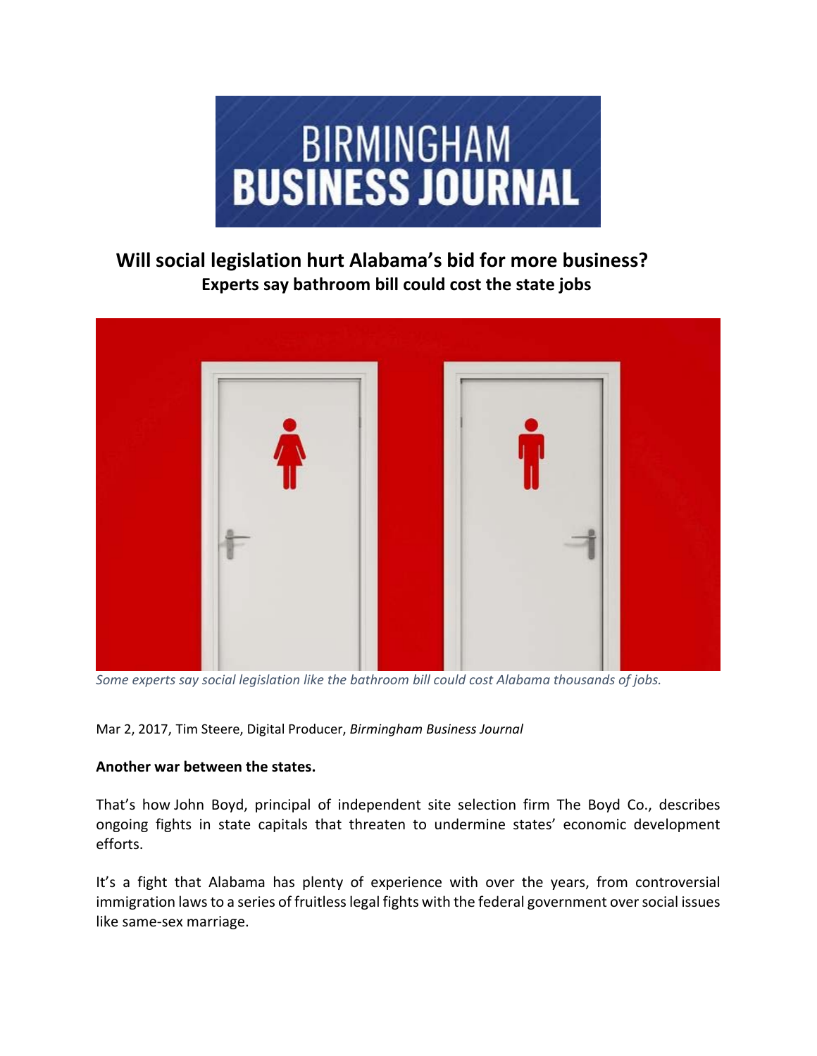# BIRMINGHAM BUSINESS JOURNAL

## Will social legislation hurt Alabama's bid for more business?

### Experts say bathroom bill could cost the state jobs

*Some experts say social legislation like the bathroom bill could cost Alabama thousands of jobs.*

Mar 2, 2017, Tim Steere, Digital Producer, *Birmingham Business Journal*

**Another war between the states.**

That's how John Boyd, principal of independent site selection firm The Boyd Co., describes ongoing fights in state capitals that threaten to undermine states' economic development efforts.

It's a fight that Alabama has plenty of experience with over the years, from controversial immigration laws to a series of fruitless legal fights with the federal government over social issues like same-sex marriage.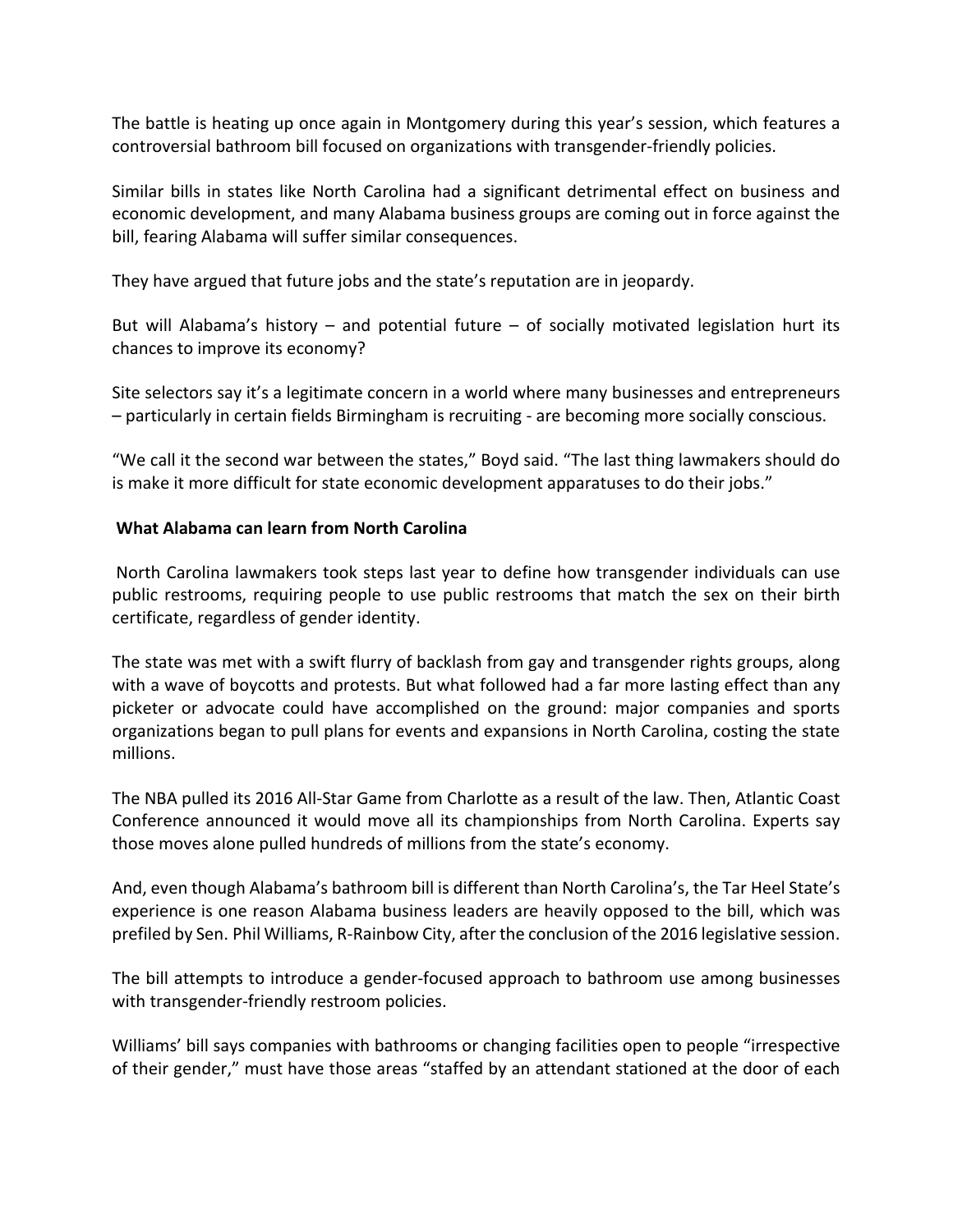The battle is heating up once again in Montgomery during this year's session, which features a controversial bathroom bill focused on organizations with transgender-friendly policies.

Similar bills in states like North Carolina had a significant detrimental effect on business and economic development, and many Alabama business groups are coming out in force against the bill, fearing Alabama will suffer similar consequences.

They have argued that future jobs and the state's reputation are in jeopardy.

But will Alabama's history – and potential future – of socially motivated legislation hurt its chances to improve its economy?

Site selectors say it's a legitimate concern in a world where many businesses and entrepreneurs – particularly in certain fields Birmingham is recruiting - are becoming more socially conscious.

"We call it the second war between the states," Boyd said. "The last thing lawmakers should do is make it more difficult for state economic development apparatuses to do their jobs."

**What Alabama can learn from North Carolina**

North Carolina lawmakers took steps last year to define how transgender individuals can use public restrooms, requiring people to use public restrooms that match the sex on their birth certificate, regardless of gender identity.

The state was met with a swift flurry of backlash from gay and transgender rights groups, along with a wave of boycotts and protests. But what followed had a far more lasting effect than any picketer or advocate could have accomplished on the ground: major companies and sports organizations began to pull plans for events and expansions in North Carolina, costing the state millions.

The NBA pulled its 2016 All-Star Game from Charlotte as a result of the law. Then, Atlantic Coast Conference announced it would move all its championships from North Carolina. Experts say those moves alone pulled hundreds of millions from the state's economy.

And, even though Alabama's bathroom bill is different than North Carolina's, the Tar Heel State's experience is one reason Alabama business leaders are heavily opposed to the bill, which was prefiled by Sen. Phil Williams, R-Rainbow City, after the conclusion of the 2016 legislative session.

The bill attempts to introduce a gender-focused approach to bathroom use among businesses with transgender-friendly restroom policies.

Williams' bill says companies with bathrooms or changing facilities open to people "irrespective of their gender," must have those areas "staffed by an attendant stationed at the door of each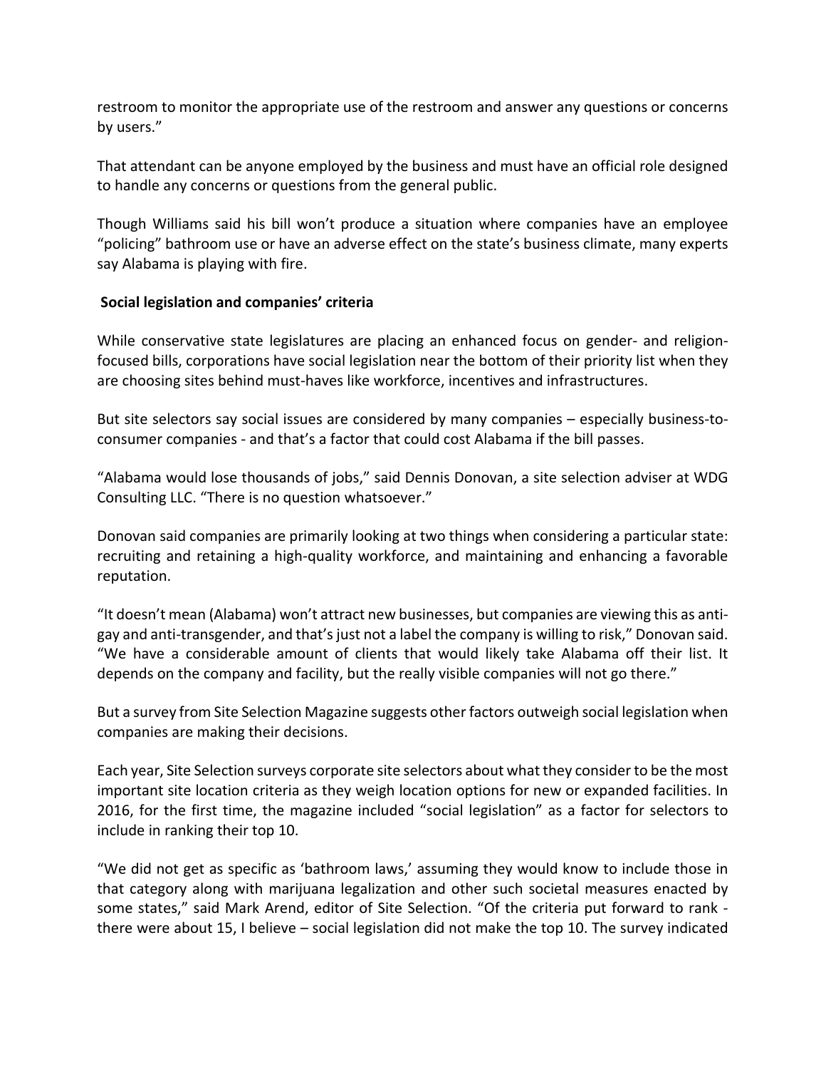restroom to monitor the appropriate use of the restroom and answer any questions or concerns by users."

That attendant can be anyone employed by the business and must have an official role designed to handle any concerns or questions from the general public.

Though Williams said his bill won't produce a situation where companies have an employee "policing" bathroom use or have an adverse effect on the state's business climate, many experts say Alabama is playing with fire.

**Social legislation and companies' criteria**

While conservative state legislatures are placing an enhanced focus on gender- and religion-focused bills, corporations have social legislation near the bottom of their priority list when they are choosing sites behind must-haves like workforce, incentives and infrastructures.

But site selectors say social issues are considered by many companies – especially business-to-consumer companies - and that's a factor that could cost Alabama if the bill passes.

"Alabama would lose thousands of jobs," said Dennis Donovan, a site selection adviser at WDG Consulting LLC. "There is no question whatsoever."

Donovan said companies are primarily looking at two things when considering a particular state: recruiting and retaining a high-quality workforce, and maintaining and enhancing a favorable reputation.

"It doesn't mean (Alabama) won't attract new businesses, but companies are viewing this as anti-gay and anti-transgender, and that's just not a label the company is willing to risk," Donovan said. "We have a considerable amount of clients that would likely take Alabama off their list. It depends on the company and facility, but the really visible companies will not go there."

But a survey from Site Selection Magazine suggests other factors outweigh social legislation when companies are making their decisions.

Each year, Site Selection surveys corporate site selectors about what they consider to be the most important site location criteria as they weigh location options for new or expanded facilities. In 2016, for the first time, the magazine included "social legislation" as a factor for selectors to include in ranking their top 10.

"We did not get as specific as 'bathroom laws,' assuming they would know to include those in that category along with marijuana legalization and other such societal measures enacted by some states," said Mark Arend, editor of Site Selection. "Of the criteria put forward to rank - there were about 15, I believe – social legislation did not make the top 10. The survey indicated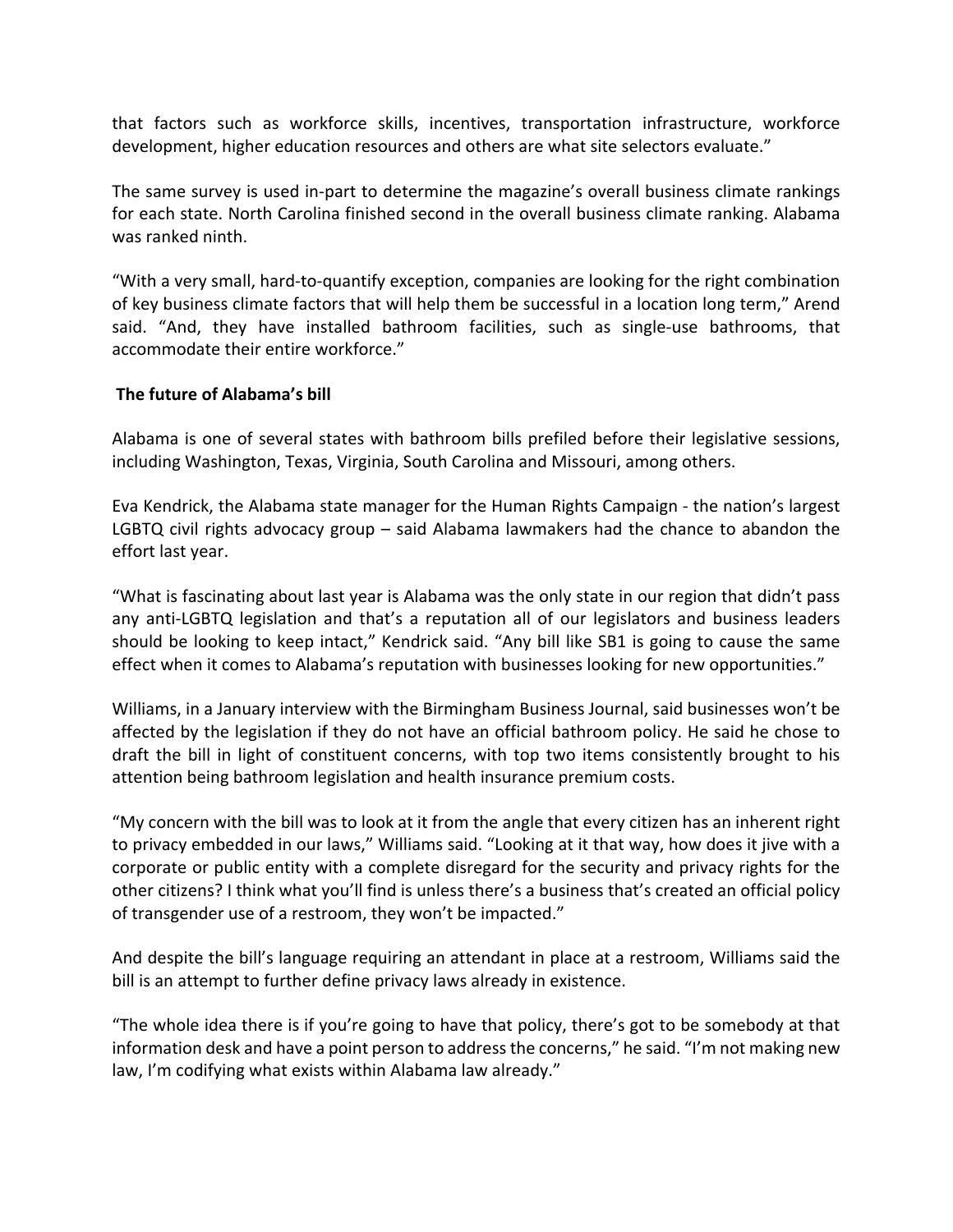that factors such as workforce skills, incentives, transportation infrastructure, workforce development, higher education resources and others are what site selectors evaluate."

The same survey is used in-part to determine the magazine's overall business climate rankings for each state. North Carolina finished second in the overall business climate ranking. Alabama was ranked ninth.

"With a very small, hard-to-quantify exception, companies are looking for the right combination of key business climate factors that will help them be successful in a location long term," Arend said. "And, they have installed bathroom facilities, such as single-use bathrooms, that accommodate their entire workforce."

**The future of Alabama's bill**

Alabama is one of several states with bathroom bills prefiled before their legislative sessions, including Washington, Texas, Virginia, South Carolina and Missouri, among others.

Eva Kendrick, the Alabama state manager for the Human Rights Campaign - the nation's largest LGBTQ civil rights advocacy group – said Alabama lawmakers had the chance to abandon the effort last year.

"What is fascinating about last year is Alabama was the only state in our region that didn't pass any anti-LGBTQ legislation and that's a reputation all of our legislators and business leaders should be looking to keep intact," Kendrick said. "Any bill like SB1 is going to cause the same effect when it comes to Alabama's reputation with businesses looking for new opportunities."

Williams, in a January interview with the Birmingham Business Journal, said businesses won't be affected by the legislation if they do not have an official bathroom policy. He said he chose to draft the bill in light of constituent concerns, with top two items consistently brought to his attention being bathroom legislation and health insurance premium costs.

"My concern with the bill was to look at it from the angle that every citizen has an inherent right to privacy embedded in our laws," Williams said. "Looking at it that way, how does it jive with a corporate or public entity with a complete disregard for the security and privacy rights for the other citizens? I think what you'll find is unless there's a business that's created an official policy of transgender use of a restroom, they won't be impacted."

And despite the bill's language requiring an attendant in place at a restroom, Williams said the bill is an attempt to further define privacy laws already in existence.

"The whole idea there is if you're going to have that policy, there's got to be somebody at that information desk and have a point person to address the concerns," he said. "I'm not making new law, I'm codifying what exists within Alabama law already."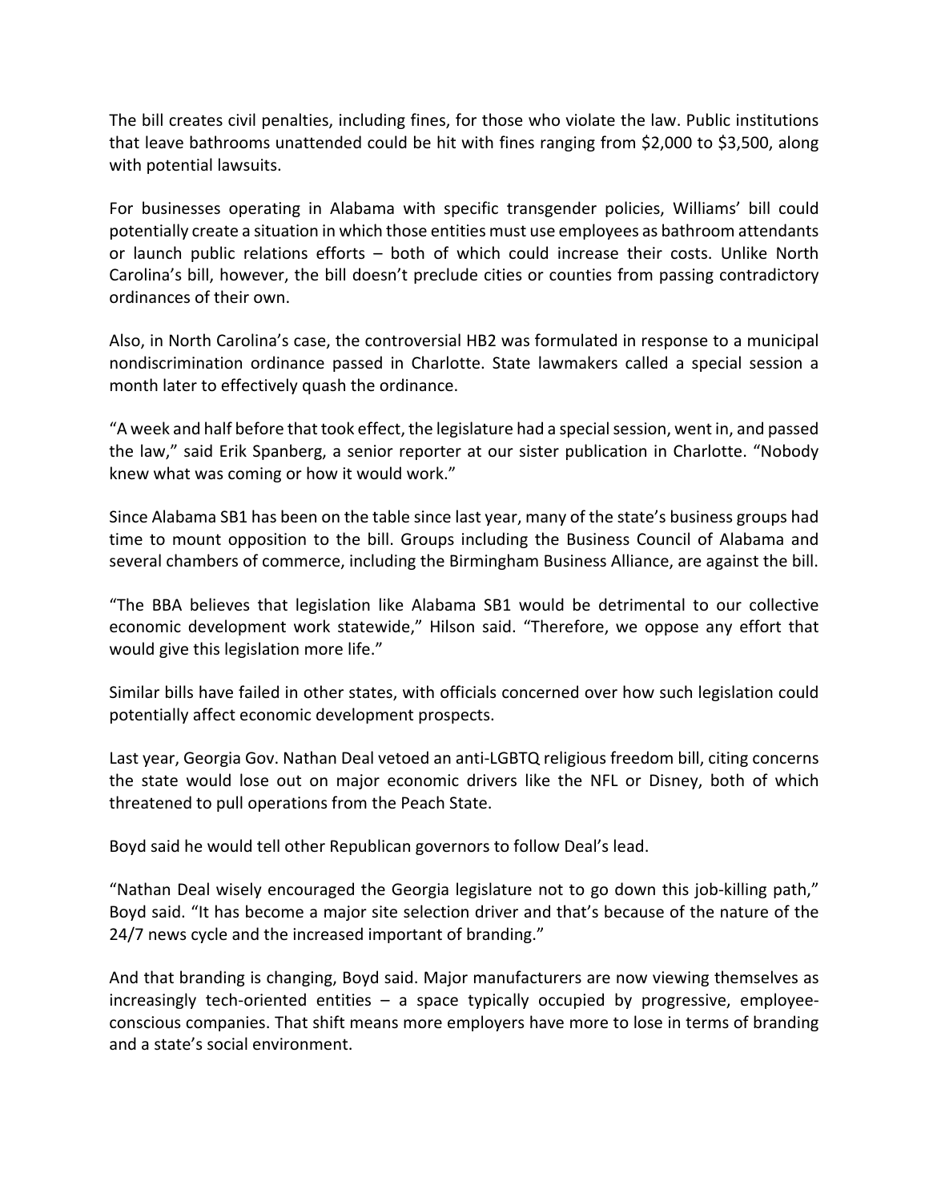The bill creates civil penalties, including fines, for those who violate the law. Public institutions that leave bathrooms unattended could be hit with fines ranging from $2,000 to $3,500, along with potential lawsuits.

For businesses operating in Alabama with specific transgender policies, Williams' bill could potentially create a situation in which those entities must use employees as bathroom attendants or launch public relations efforts – both of which could increase their costs. Unlike North Carolina's bill, however, the bill doesn't preclude cities or counties from passing contradictory ordinances of their own.

Also, in North Carolina's case, the controversial HB2 was formulated in response to a municipal nondiscrimination ordinance passed in Charlotte. State lawmakers called a special session a month later to effectively quash the ordinance.

"A week and half before that took effect, the legislature had a special session, went in, and passed the law," said Erik Spanberg, a senior reporter at our sister publication in Charlotte. "Nobody knew what was coming or how it would work."

Since Alabama SB1 has been on the table since last year, many of the state's business groups had time to mount opposition to the bill. Groups including the Business Council of Alabama and several chambers of commerce, including the Birmingham Business Alliance, are against the bill.

"The BBA believes that legislation like Alabama SB1 would be detrimental to our collective economic development work statewide," Hilson said. "Therefore, we oppose any effort that would give this legislation more life."

Similar bills have failed in other states, with officials concerned over how such legislation could potentially affect economic development prospects.

Last year, Georgia Gov. Nathan Deal vetoed an anti-LGBTQ religious freedom bill, citing concerns the state would lose out on major economic drivers like the NFL or Disney, both of which threatened to pull operations from the Peach State.

Boyd said he would tell other Republican governors to follow Deal's lead.

"Nathan Deal wisely encouraged the Georgia legislature not to go down this job-killing path," Boyd said. "It has become a major site selection driver and that's because of the nature of the 24/7 news cycle and the increased important of branding."

And that branding is changing, Boyd said. Major manufacturers are now viewing themselves as increasingly tech-oriented entities – a space typically occupied by progressive, employee-conscious companies. That shift means more employers have more to lose in terms of branding and a state's social environment.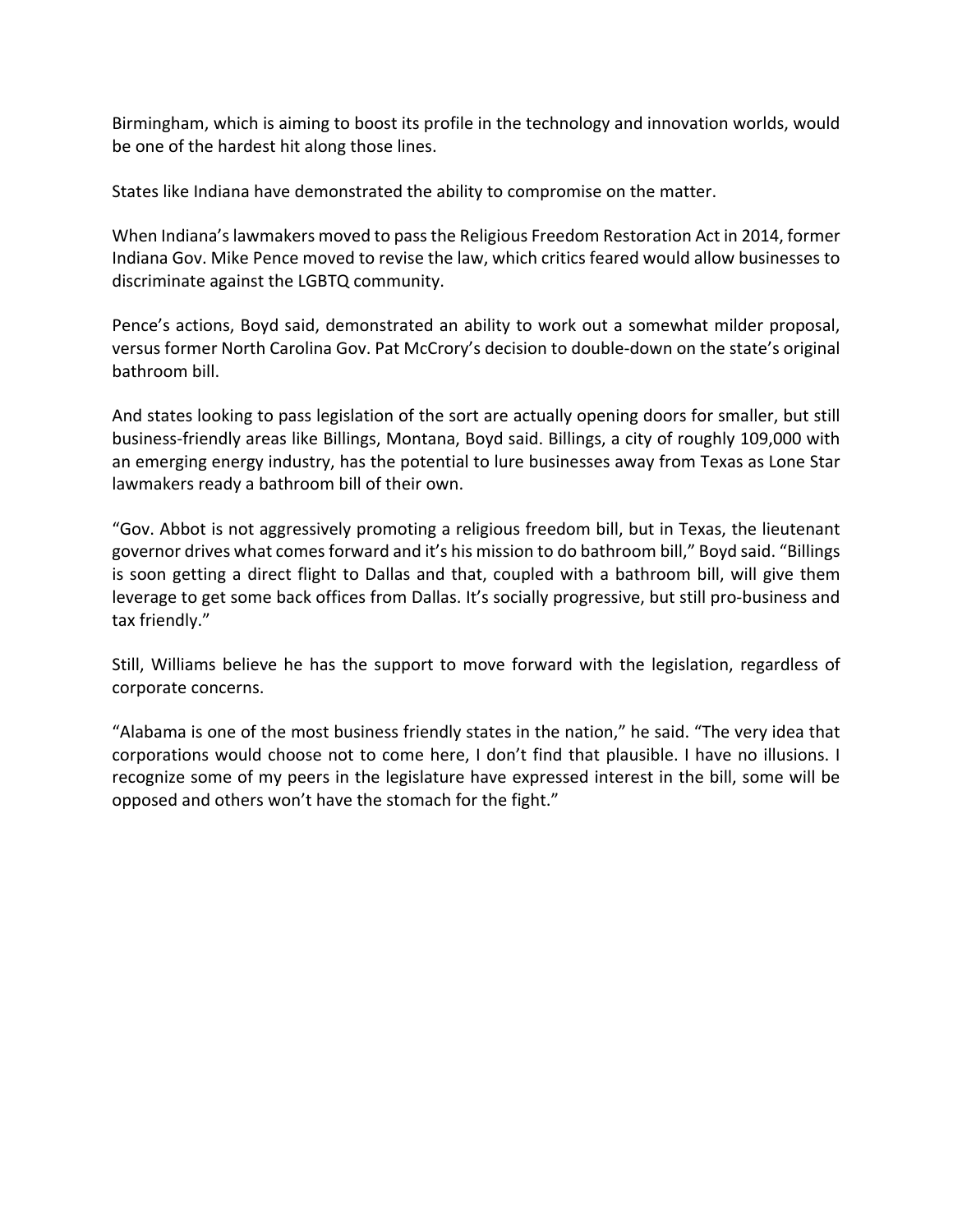Birmingham, which is aiming to boost its profile in the technology and innovation worlds, would be one of the hardest hit along those lines.

States like Indiana have demonstrated the ability to compromise on the matter.

When Indiana's lawmakers moved to pass the Religious Freedom Restoration Act in 2014, former Indiana Gov. Mike Pence moved to revise the law, which critics feared would allow businesses to discriminate against the LGBTQ community.

Pence's actions, Boyd said, demonstrated an ability to work out a somewhat milder proposal, versus former North Carolina Gov. Pat McCrory's decision to double-down on the state's original bathroom bill.

And states looking to pass legislation of the sort are actually opening doors for smaller, but still business-friendly areas like Billings, Montana, Boyd said. Billings, a city of roughly 109,000 with an emerging energy industry, has the potential to lure businesses away from Texas as Lone Star lawmakers ready a bathroom bill of their own.

"Gov. Abbot is not aggressively promoting a religious freedom bill, but in Texas, the lieutenant governor drives what comes forward and it's his mission to do bathroom bill," Boyd said. "Billings is soon getting a direct flight to Dallas and that, coupled with a bathroom bill, will give them leverage to get some back offices from Dallas. It's socially progressive, but still pro-business and tax friendly."

Still, Williams believe he has the support to move forward with the legislation, regardless of corporate concerns.

"Alabama is one of the most business friendly states in the nation," he said. "The very idea that corporations would choose not to come here, I don't find that plausible. I have no illusions. I recognize some of my peers in the legislature have expressed interest in the bill, some will be opposed and others won't have the stomach for the fight."